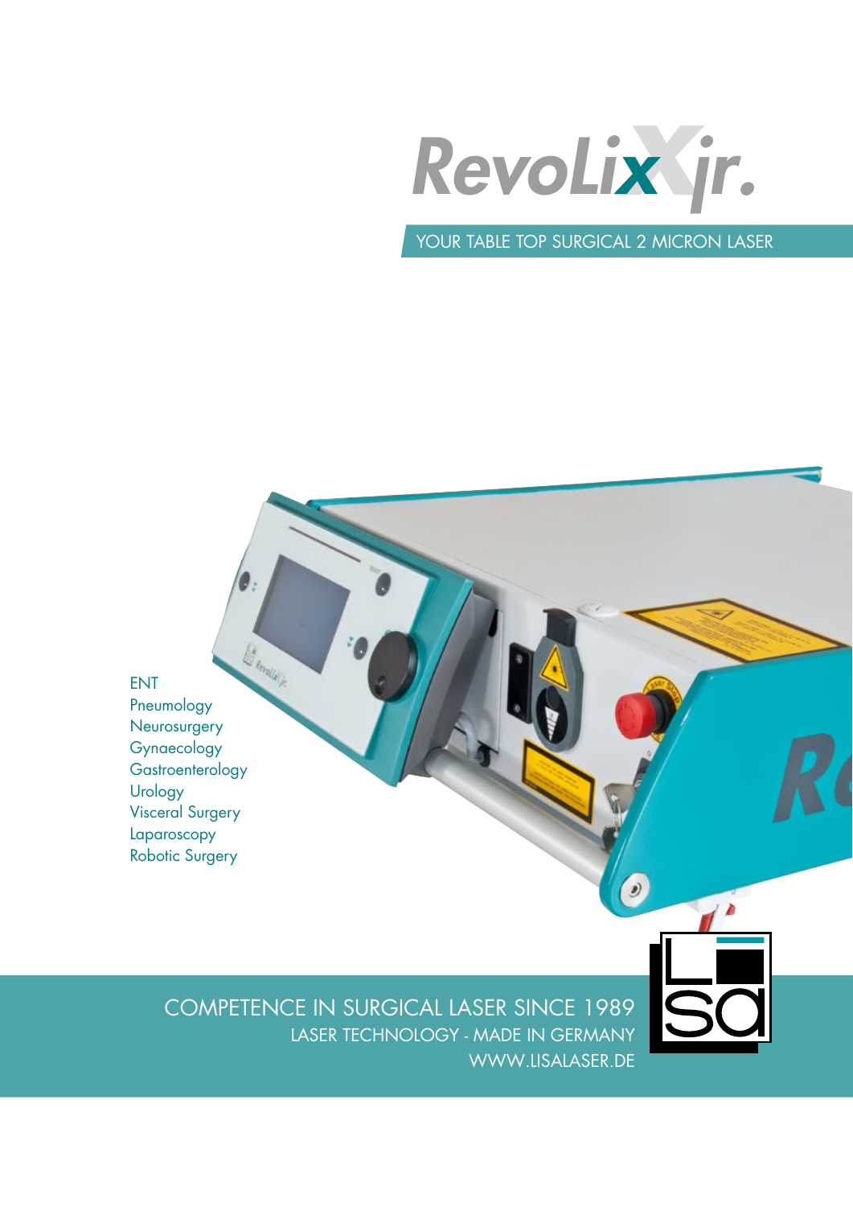# RevoLix jr.

YOUR TABLE TOP SURGICAL 2 MICRON LASER

- ENT
- Pneumology
- Neurosurgery
- Gynaecology
- Gastroenterology
- Urology
- Visceral Surgery
- Laparoscopy
- Robotic Surgery

COMPETENCE IN SURGICAL LASER SINCE 1989

LASER TECHNOLOGY - MADE IN GERMANY

WWW.LISALASER.DE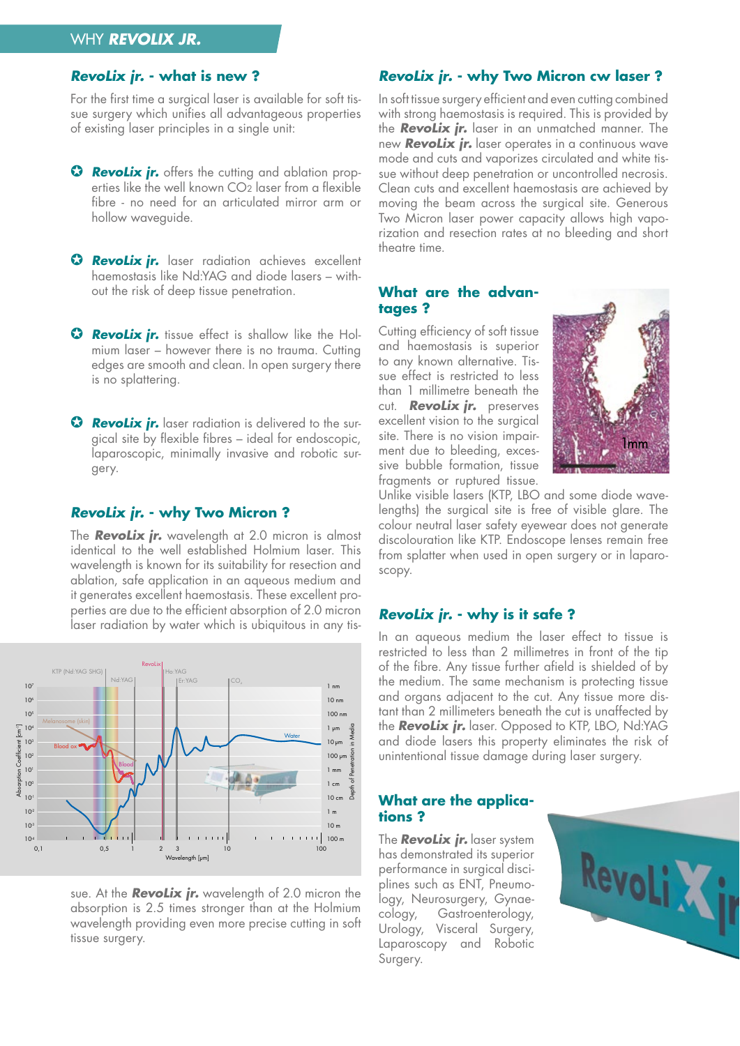## WHY *REVOLIX JR.*

### *RevoLix jr.* - what is new ?

For the first time a surgical laser is available for soft tissue surgery which unifies all advantageous properties of existing laser principles in a single unit:

- ***RevoLix jr.*** offers the cutting and ablation properties like the well known $CO_2$ laser from a flexible fibre - no need for an articulated mirror arm or hollow waveguide.
- ***RevoLix jr.*** laser radiation achieves excellent haemostasis like Nd:YAG and diode lasers – without the risk of deep tissue penetration.
- ***RevoLix jr.*** tissue effect is shallow like the Holmium laser – however there is no trauma. Cutting edges are smooth and clean. In open surgery there is no splattering.
- ***RevoLix jr.*** laser radiation is delivered to the surgical site by flexible fibres – ideal for endoscopic, laparoscopic, minimally invasive and robotic surgery.

### *RevoLix jr.* - why Two Micron ?

The ***RevoLix jr.*** wavelength at 2.0 micron is almost identical to the well established Holmium laser. This wavelength is known for its suitability for resection and ablation, safe application in an aqueous medium and it generates excellent haemostasis. These excellent properties are due to the efficient absorption of 2.0 micron laser radiation by water which is ubiquitous in any tissue. At the ***RevoLix jr.*** wavelength of 2.0 micron the absorption is 2.5 times stronger than at the Holmium wavelength providing even more precise cutting in soft tissue surgery.

### *RevoLix jr.* - why Two Micron cw laser ?

In soft tissue surgery efficient and even cutting combined with strong haemostasis is required. This is provided by the ***RevoLix jr.*** laser in an unmatched manner. The new ***RevoLix jr.*** laser operates in a continuous wave mode and cuts and vaporizes circulated and white tissue without deep penetration or uncontrolled necrosis. Clean cuts and excellent haemostasis are achieved by moving the beam across the surgical site. Generous Two Micron laser power capacity allows high vaporization and resection rates at no bleeding and short theatre time.

### What are the advantages ?

Cutting efficiency of soft tissue and haemostasis is superior to any known alternative. Tissue effect is restricted to less than 1 millimetre beneath the cut. ***RevoLix jr.*** preserves excellent vision to the surgical site. There is no vision impairment due to bleeding, excessive bubble formation, tissue fragments or ruptured tissue. Unlike visible lasers (KTP, LBO and some diode wavelengths) the surgical site is free of visible glare. The colour neutral laser safety eyewear does not generate discolouration like KTP. Endoscope lenses remain free from splatter when used in open surgery or in laparoscopy.

### *RevoLix jr.* - why is it safe ?

In an aqueous medium the laser effect to tissue is restricted to less than 2 millimetres in front of the tip of the fibre. Any tissue further afield is shielded of by the medium. The same mechanism is protecting tissue and organs adjacent to the cut. Any tissue more distant than 2 millimeters beneath the cut is unaffected by the ***RevoLix jr.*** laser. Opposed to KTP, LBO, Nd:YAG and diode lasers this property eliminates the risk of unintentional tissue damage during laser surgery.

### What are the applications ?

The ***RevoLix jr.*** laser system has demonstrated its superior performance in surgical disciplines such as ENT, Pneumology, Neurosurgery, Gynaecology, Gastroenterology, Urology, Visceral Surgery, Laparoscopy and Robotic Surgery.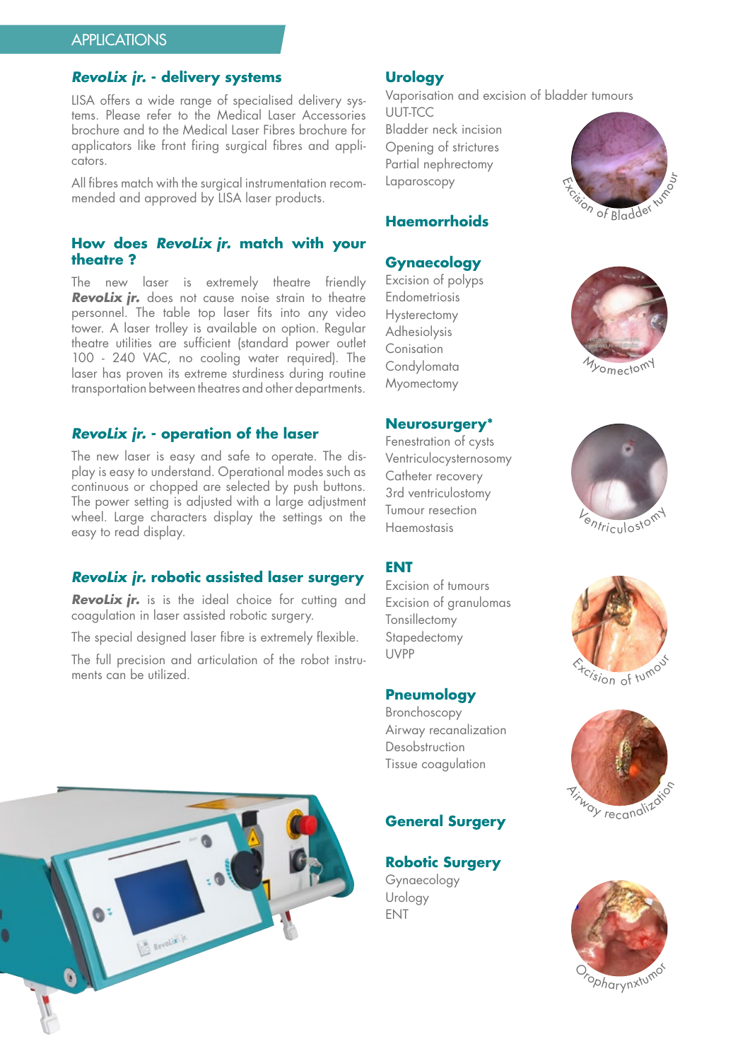## APPLICATIONS

### *RevoLix jr.* - delivery systems

LISA offers a wide range of specialised delivery systems. Please refer to the Medical Laser Accessories brochure and to the Medical Laser Fibres brochure for applicators like front firing surgical fibres and applicators.

All fibres match with the surgical instrumentation recommended and approved by LISA laser products.

### How does *RevoLix jr.* match with your theatre ?

The new laser is extremely theatre friendly ***RevoLix jr.*** does not cause noise strain to theatre personnel. The table top laser fits into any video tower. A laser trolley is available on option. Regular theatre utilities are sufficient (standard power outlet 100 - 240 VAC, no cooling water required). The laser has proven its extreme sturdiness during routine transportation between theatres and other departments.

### *RevoLix jr.* - operation of the laser

The new laser is easy and safe to operate. The display is easy to understand. Operational modes such as continuous or chopped are selected by push buttons. The power setting is adjusted with a large adjustment wheel. Large characters display the settings on the easy to read display.

### *RevoLix jr.* robotic assisted laser surgery

***RevoLix jr.*** is is the ideal choice for cutting and coagulation in laser assisted robotic surgery.

The special designed laser fibre is extremely flexible.

The full precision and articulation of the robot instruments can be utilized.

### Urology

Vaporisation and excision of bladder tumours
UUT-TCC
Bladder neck incision
Opening of strictures
Partial nephrectomy
Laparoscopy

Excision of Bladder tumour

### Haemorrhoids

### Gynaecology

Excision of polyps
Endometriosis
Hysterectomy
Adhesiolysis
Conisation
Condylomata
Myomectomy

Myomectomy

### Neurosurgery*

Fenestration of cysts
Ventriculocysternosomy
Catheter recovery
3rd ventriculostomy
Tumour resection
Haemostasis

Ventriculostomy

### ENT

Excision of tumours
Excision of granulomas
Tonsillectomy
Stapedectomy
UVPP

Excision of tumour

### Pneumology

Bronchoscopy
Airway recanalization
Desobstruction
Tissue coagulation

Airway recanalization

### General Surgery

### Robotic Surgery

Gynaecology
Urology
ENT

Oropharynxtumor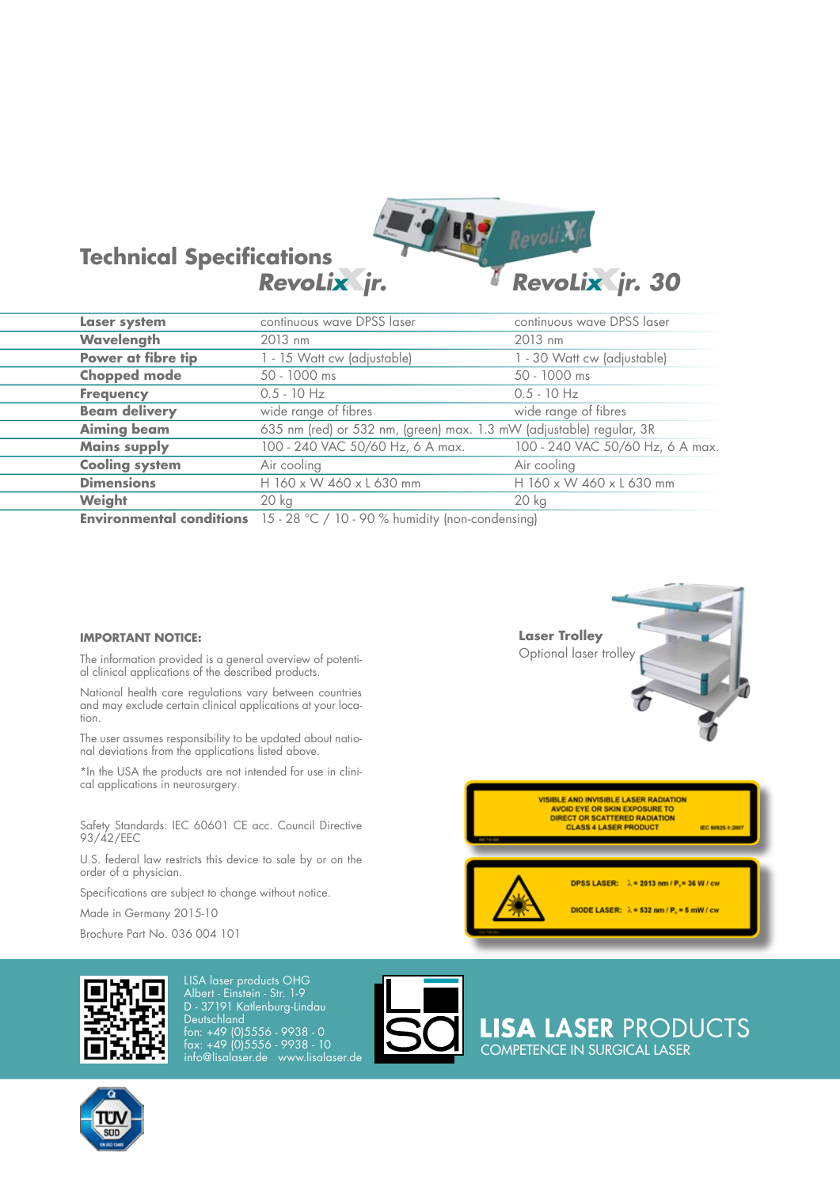## Technical Specifications

| | RevoLix jr. | RevoLix jr. 30 |
|---|---|---|
| **Laser system** | continuous wave DPSS laser | continuous wave DPSS laser |
| **Wavelength** | 2013 nm | 2013 nm |
| **Power at fibre tip** | 1 - 15 Watt cw (adjustable) | 1 - 30 Watt cw (adjustable) |
| **Chopped mode** | 50 - 1000 ms | 50 - 1000 ms |
| **Frequency** | 0.5 - 10 Hz | 0.5 - 10 Hz |
| **Beam delivery** | wide range of fibres | wide range of fibres |
| **Aiming beam** | 635 nm (red) or 532 nm, (green) max. 1.3 mW (adjustable) regular, 3R | |
| **Mains supply** | 100 - 240 VAC 50/60 Hz, 6 A max. | 100 - 240 VAC 50/60 Hz, 6 A max. |
| **Cooling system** | Air cooling | Air cooling |
| **Dimensions** | H 160 x W 460 x L 630 mm | H 160 x W 460 x L 630 mm |
| **Weight** | 20 kg | 20 kg |
| **Environmental conditions** | 15 - 28 °C / 10 - 90 % humidity (non-condensing) | |

**IMPORTANT NOTICE:**

The information provided is a general overview of potential clinical applications of the described products.

National health care regulations vary between countries and may exclude certain clinical applications at your location.

The user assumes responsibility to be updated about national deviations from the applications listed above.

*In the USA the products are not intended for use in clinical applications in neurosurgery.

Safety Standards: IEC 60601 CE acc. Council Directive 93/42/EEC

U.S. federal law restricts this device to sale by or on the order of a physician.

Specifications are subject to change without notice.

Made in Germany 2015-10

Brochure Part No. 036 004 101

**Laser Trolley**
Optional laser trolley

VISIBLE AND INVISIBLE LASER RADIATION
AVOID EYE OR SKIN EXPOSURE TO
DIRECT OR SCATTERED RADIATION
CLASS 4 LASER PRODUCT
IEC 60825-1:2007

DPSS LASER: λ = 2013 nm / P₀ = 36 W / cw
DIODE LASER: λ = 532 nm / P₀ = 5 mW / cw

LISA laser products OHG
Albert - Einstein - Str. 1-9
D - 37191 Katlenburg-Lindau
Deutschland
fon: +49 (0)5556 - 9938 - 0
fax: +49 (0)5556 - 9938 - 10
info@lisalaser.de www.lisalaser.de

**LISA LASER** PRODUCTS
COMPETENCE IN SURGICAL LASER